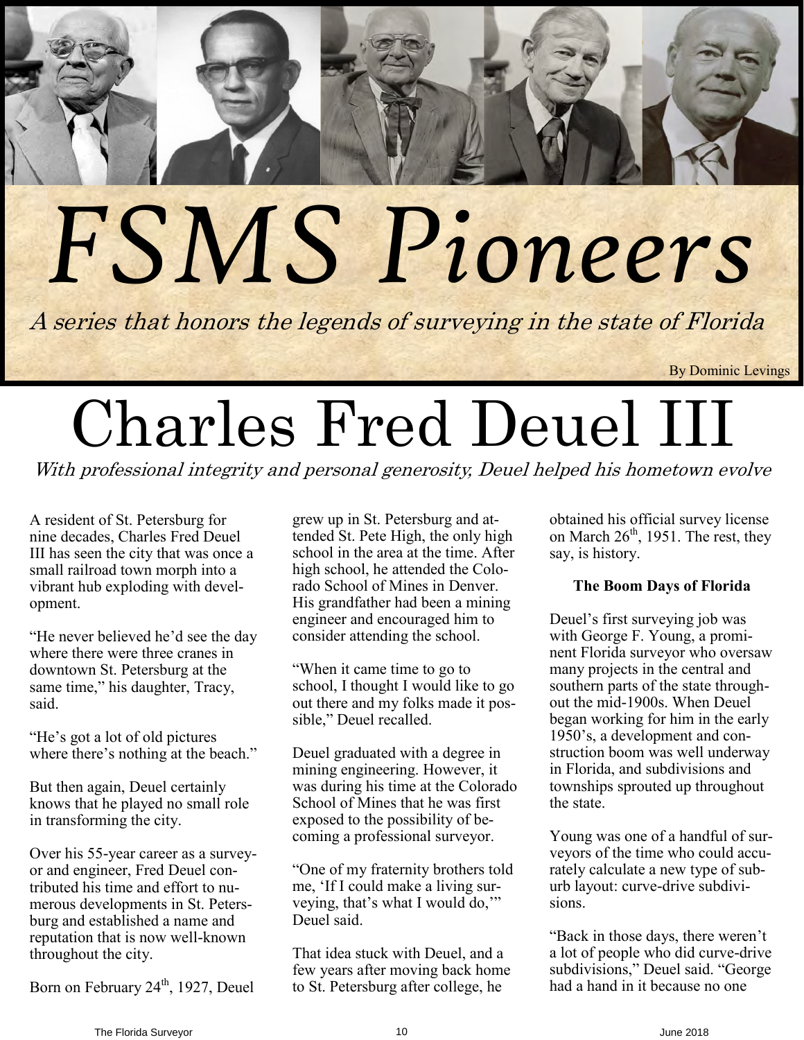# FSMS Pioneers

*A series that honors the legends of surveying in the state of Florida*

By Dominic Levings

# Charles Fred Deuel III

*With professional integrity and personal generosity, Deuel helped his hometown evolve*

A resident of St. Petersburg for nine decades, Charles Fred Deuel III has seen the city that was once a small railroad town morph into a vibrant hub exploding with development.

"He never believed he'd see the day where there were three cranes in downtown St. Petersburg at the same time," his daughter, Tracy, said.

"He's got a lot of old pictures where there's nothing at the beach."

But then again, Deuel certainly knows that he played no small role in transforming the city.

Over his 55-year career as a surveyor and engineer, Fred Deuel contributed his time and effort to numerous developments in St. Petersburg and established a name and reputation that is now well-known throughout the city.

Born on February 24th, 1927, Deuel grew up in St. Petersburg and attended St. Pete High, the only high school in the area at the time. After high school, he attended the Colorado School of Mines in Denver. His grandfather had been a mining engineer and encouraged him to consider attending the school.

"When it came time to go to school, I thought I would like to go out there and my folks made it possible," Deuel recalled.

Deuel graduated with a degree in mining engineering. However, it was during his time at the Colorado School of Mines that he was first exposed to the possibility of becoming a professional surveyor.

"One of my fraternity brothers told me, 'If I could make a living surveying, that's what I would do,'" Deuel said.

That idea stuck with Deuel, and a few years after moving back home to St. Petersburg after college, he obtained his official survey license on March 26th, 1951. The rest, they say, is history.

**The Boom Days of Florida**

Deuel's first surveying job was with George F. Young, a prominent Florida surveyor who oversaw many projects in the central and southern parts of the state throughout the mid-1900s. When Deuel began working for him in the early 1950's, a development and construction boom was well underway in Florida, and subdivisions and townships sprouted up throughout the state.

Young was one of a handful of surveyors of the time who could accurately calculate a new type of suburb layout: curve-drive subdivisions.

"Back in those days, there weren't a lot of people who did curve-drive subdivisions," Deuel said. "George had a hand in it because no one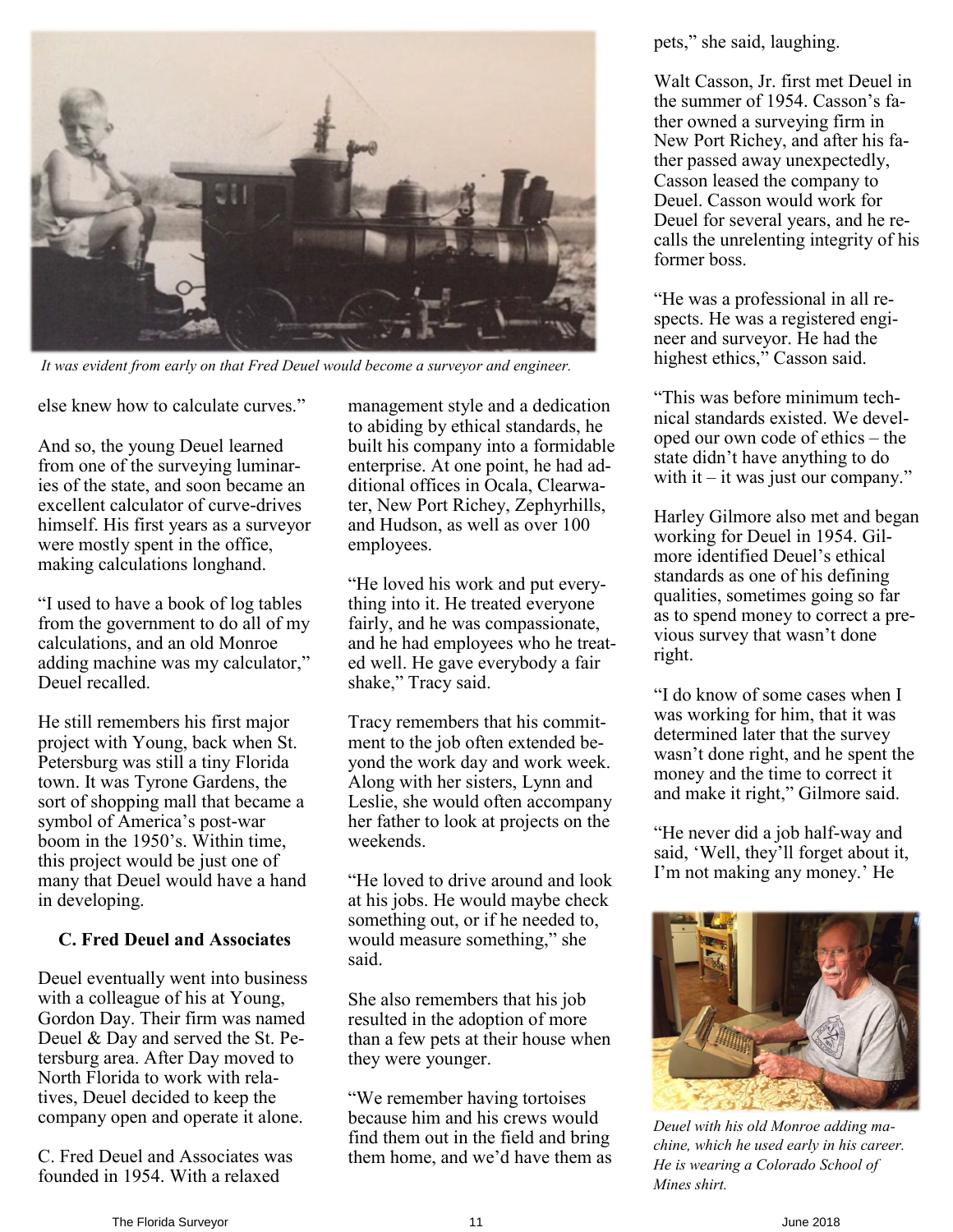*It was evident from early on that Fred Deuel would become a surveyor and engineer.*

else knew how to calculate curves."

And so, the young Deuel learned from one of the surveying luminaries of the state, and soon became an excellent calculator of curve-drives himself. His first years as a surveyor were mostly spent in the office, making calculations longhand.

"I used to have a book of log tables from the government to do all of my calculations, and an old Monroe adding machine was my calculator," Deuel recalled.

He still remembers his first major project with Young, back when St. Petersburg was still a tiny Florida town. It was Tyrone Gardens, the sort of shopping mall that became a symbol of America's post-war boom in the 1950's. Within time, this project would be just one of many that Deuel would have a hand in developing.

### C. Fred Deuel and Associates

Deuel eventually went into business with a colleague of his at Young, Gordon Day. Their firm was named Deuel & Day and served the St. Petersburg area. After Day moved to North Florida to work with relatives, Deuel decided to keep the company open and operate it alone.

C. Fred Deuel and Associates was founded in 1954. With a relaxed management style and a dedication to abiding by ethical standards, he built his company into a formidable enterprise. At one point, he had additional offices in Ocala, Clearwater, New Port Richey, Zephyrhills, and Hudson, as well as over 100 employees.

"He loved his work and put everything into it. He treated everyone fairly, and he was compassionate, and he had employees who he treated well. He gave everybody a fair shake," Tracy said.

Tracy remembers that his commitment to the job often extended beyond the work day and work week. Along with her sisters, Lynn and Leslie, she would often accompany her father to look at projects on the weekends.

"He loved to drive around and look at his jobs. He would maybe check something out, or if he needed to, would measure something," she said.

She also remembers that his job resulted in the adoption of more than a few pets at their house when they were younger.

"We remember having tortoises because him and his crews would find them out in the field and bring them home, and we'd have them as pets," she said, laughing.

Walt Casson, Jr. first met Deuel in the summer of 1954. Casson's father owned a surveying firm in New Port Richey, and after his father passed away unexpectedly, Casson leased the company to Deuel. Casson would work for Deuel for several years, and he recalls the unrelenting integrity of his former boss.

"He was a professional in all respects. He was a registered engineer and surveyor. He had the highest ethics," Casson said.

"This was before minimum technical standards existed. We developed our own code of ethics – the state didn't have anything to do with it – it was just our company."

Harley Gilmore also met and began working for Deuel in 1954. Gilmore identified Deuel's ethical standards as one of his defining qualities, sometimes going so far as to spend money to correct a previous survey that wasn't done right.

"I do know of some cases when I was working for him, that it was determined later that the survey wasn't done right, and he spent the money and the time to correct it and make it right," Gilmore said.

"He never did a job half-way and said, 'Well, they'll forget about it, I'm not making any money.' He

*Deuel with his old Monroe adding machine, which he used early in his career. He is wearing a Colorado School of Mines shirt.*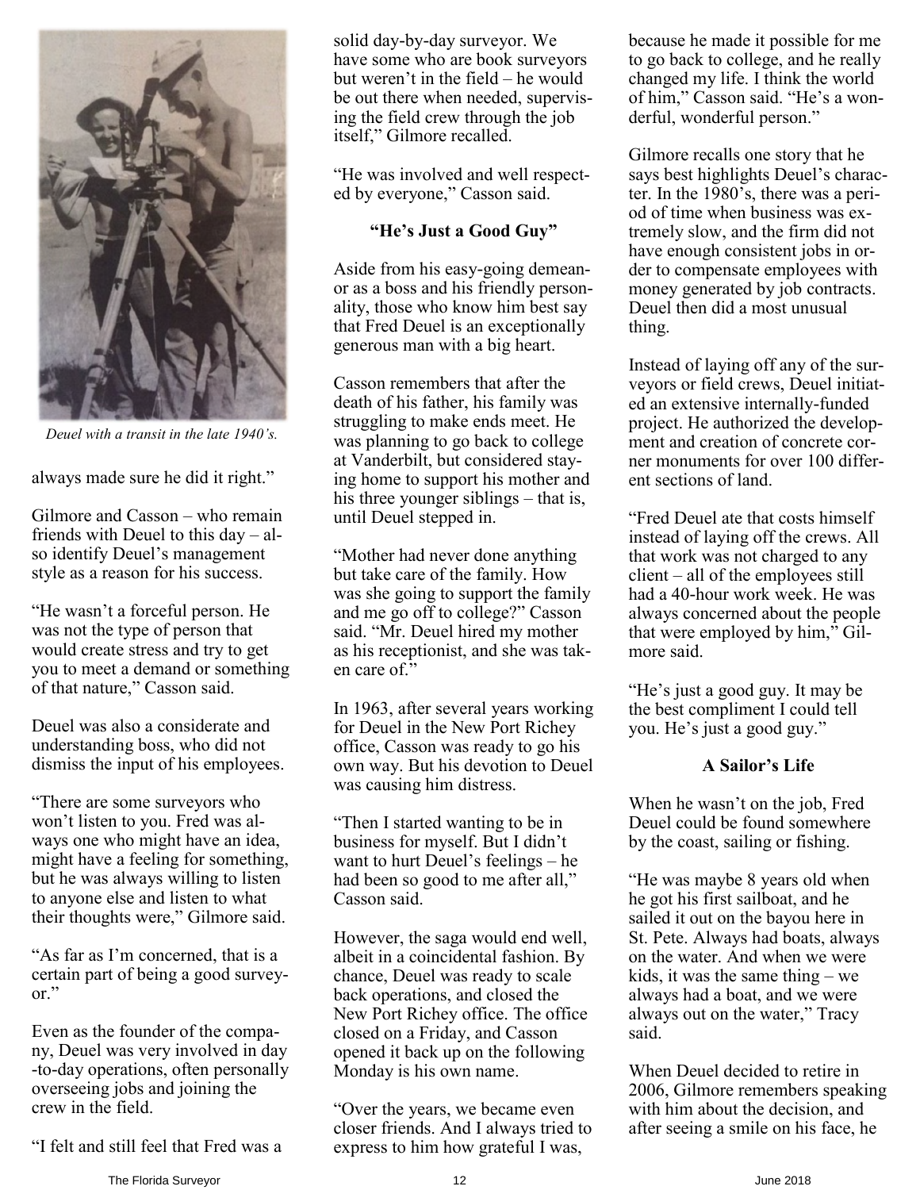Deuel with a transit in the late 1940's.

always made sure he did it right."

Gilmore and Casson – who remain friends with Deuel to this day – also identify Deuel's management style as a reason for his success.

"He wasn't a forceful person. He was not the type of person that would create stress and try to get you to meet a demand or something of that nature," Casson said.

Deuel was also a considerate and understanding boss, who did not dismiss the input of his employees.

"There are some surveyors who won't listen to you. Fred was always one who might have an idea, might have a feeling for something, but he was always willing to listen to anyone else and listen to what their thoughts were," Gilmore said.

"As far as I'm concerned, that is a certain part of being a good surveyor."

Even as the founder of the company, Deuel was very involved in day-to-day operations, often personally overseeing jobs and joining the crew in the field.

"I felt and still feel that Fred was a solid day-by-day surveyor. We have some who are book surveyors but weren't in the field – he would be out there when needed, supervising the field crew through the job itself," Gilmore recalled.

"He was involved and well respected by everyone," Casson said.

### "He's Just a Good Guy"

Aside from his easy-going demeanor as a boss and his friendly personality, those who know him best say that Fred Deuel is an exceptionally generous man with a big heart.

Casson remembers that after the death of his father, his family was struggling to make ends meet. He was planning to go back to college at Vanderbilt, but considered staying home to support his mother and his three younger siblings – that is, until Deuel stepped in.

"Mother had never done anything but take care of the family. How was she going to support the family and me go off to college?" Casson said. "Mr. Deuel hired my mother as his receptionist, and she was taken care of."

In 1963, after several years working for Deuel in the New Port Richey office, Casson was ready to go his own way. But his devotion to Deuel was causing him distress.

"Then I started wanting to be in business for myself. But I didn't want to hurt Deuel's feelings – he had been so good to me after all," Casson said.

However, the saga would end well, albeit in a coincidental fashion. By chance, Deuel was ready to scale back operations, and closed the New Port Richey office. The office closed on a Friday, and Casson opened it back up on the following Monday is his own name.

"Over the years, we became even closer friends. And I always tried to express to him how grateful I was, because he made it possible for me to go back to college, and he really changed my life. I think the world of him," Casson said. "He's a wonderful, wonderful person."

Gilmore recalls one story that he says best highlights Deuel's character. In the 1980's, there was a period of time when business was extremely slow, and the firm did not have enough consistent jobs in order to compensate employees with money generated by job contracts. Deuel then did a most unusual thing.

Instead of laying off any of the surveyors or field crews, Deuel initiated an extensive internally-funded project. He authorized the development and creation of concrete corner monuments for over 100 different sections of land.

"Fred Deuel ate that costs himself instead of laying off the crews. All that work was not charged to any client – all of the employees still had a 40-hour work week. He was always concerned about the people that were employed by him," Gilmore said.

"He's just a good guy. It may be the best compliment I could tell you. He's just a good guy."

### A Sailor's Life

When he wasn't on the job, Fred Deuel could be found somewhere by the coast, sailing or fishing.

"He was maybe 8 years old when he got his first sailboat, and he sailed it out on the bayou here in St. Pete. Always had boats, always on the water. And when we were kids, it was the same thing – we always had a boat, and we were always out on the water," Tracy said.

When Deuel decided to retire in 2006, Gilmore remembers speaking with him about the decision, and after seeing a smile on his face, he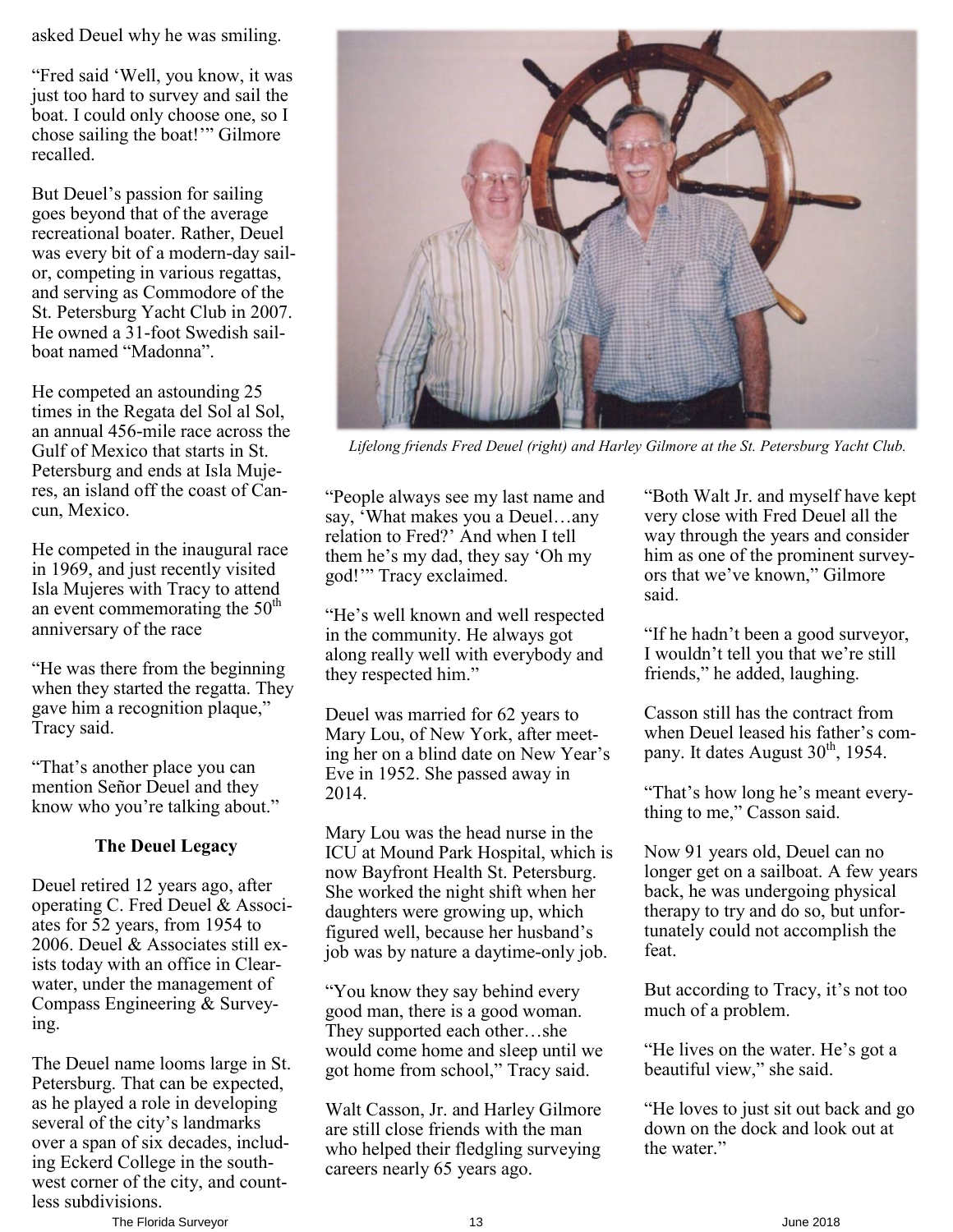asked Deuel why he was smiling.

"Fred said 'Well, you know, it was just too hard to survey and sail the boat. I could only choose one, so I chose sailing the boat!'" Gilmore recalled.

But Deuel's passion for sailing goes beyond that of the average recreational boater. Rather, Deuel was every bit of a modern-day sailor, competing in various regattas, and serving as Commodore of the St. Petersburg Yacht Club in 2007. He owned a 31-foot Swedish sailboat named "Madonna".

He competed an astounding 25 times in the Regata del Sol al Sol, an annual 456-mile race across the Gulf of Mexico that starts in St. Petersburg and ends at Isla Mujeres, an island off the coast of Cancun, Mexico.

He competed in the inaugural race in 1969, and just recently visited Isla Mujeres with Tracy to attend an event commemorating the 50th anniversary of the race

"He was there from the beginning when they started the regatta. They gave him a recognition plaque," Tracy said.

"That's another place you can mention Señor Deuel and they know who you're talking about."

### The Deuel Legacy

Deuel retired 12 years ago, after operating C. Fred Deuel & Associates for 52 years, from 1954 to 2006. Deuel & Associates still exists today with an office in Clearwater, under the management of Compass Engineering & Surveying.

The Deuel name looms large in St. Petersburg. That can be expected, as he played a role in developing several of the city's landmarks over a span of six decades, including Eckerd College in the southwest corner of the city, and countless subdivisions.

*Lifelong friends Fred Deuel (right) and Harley Gilmore at the St. Petersburg Yacht Club.*

"People always see my last name and say, 'What makes you a Deuel…any relation to Fred?' And when I tell them he's my dad, they say 'Oh my god!'" Tracy exclaimed.

"He's well known and well respected in the community. He always got along really well with everybody and they respected him."

Deuel was married for 62 years to Mary Lou, of New York, after meeting her on a blind date on New Year's Eve in 1952. She passed away in 2014.

Mary Lou was the head nurse in the ICU at Mound Park Hospital, which is now Bayfront Health St. Petersburg. She worked the night shift when her daughters were growing up, which figured well, because her husband's job was by nature a daytime-only job.

"You know they say behind every good man, there is a good woman. They supported each other…she would come home and sleep until we got home from school," Tracy said.

Walt Casson, Jr. and Harley Gilmore are still close friends with the man who helped their fledgling surveying careers nearly 65 years ago.

"Both Walt Jr. and myself have kept very close with Fred Deuel all the way through the years and consider him as one of the prominent surveyors that we've known," Gilmore said.

"If he hadn't been a good surveyor, I wouldn't tell you that we're still friends," he added, laughing.

Casson still has the contract from when Deuel leased his father's company. It dates August 30th, 1954.

"That's how long he's meant everything to me," Casson said.

Now 91 years old, Deuel can no longer get on a sailboat. A few years back, he was undergoing physical therapy to try and do so, but unfortunately could not accomplish the feat.

But according to Tracy, it's not too much of a problem.

"He lives on the water. He's got a beautiful view," she said.

"He loves to just sit out back and go down on the dock and look out at the water."